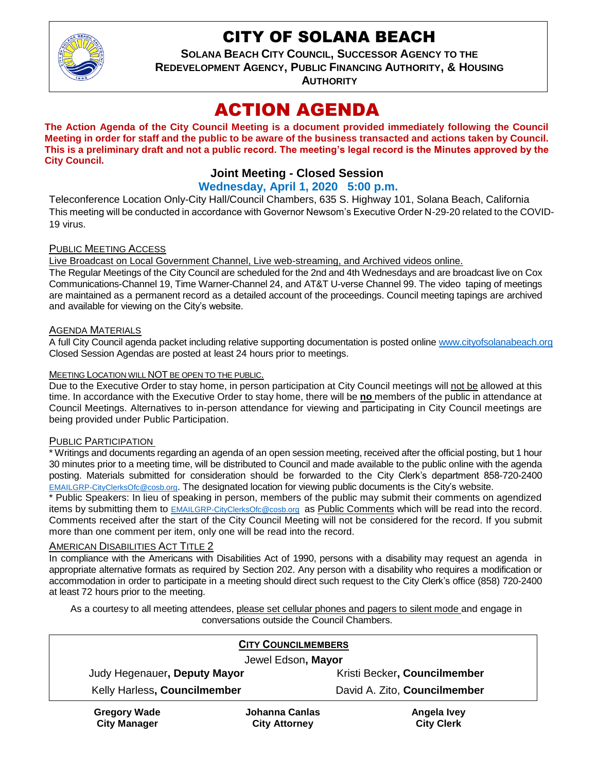# CITY OF SOLANA BEACH

**SOLANA BEACH CITY COUNCIL, SUCCESSOR AGENCY TO THE REDEVELOPMENT AGENCY, PUBLIC FINANCING AUTHORITY, & HOUSING AUTHORITY**

# ACTION AGENDA

**The Action Agenda of the City Council Meeting is a document provided immediately following the Council Meeting in order for staff and the public to be aware of the business transacted and actions taken by Council. This is a preliminary draft and not a public record. The meeting's legal record is the Minutes approved by the City Council.**

## Joint Meeting - Closed Session

### Wednesday, April 1, 2020 5:00 p.m.

Teleconference Location Only-City Hall/Council Chambers, 635 S. Highway 101, Solana Beach, California
This meeting will be conducted in accordance with Governor Newsom's Executive Order N-29-20 related to the COVID-19 virus.

PUBLIC MEETING ACCESS

Live Broadcast on Local Government Channel, Live web-streaming, and Archived videos online.
The Regular Meetings of the City Council are scheduled for the 2nd and 4th Wednesdays and are broadcast live on Cox Communications-Channel 19, Time Warner-Channel 24, and AT&T U-verse Channel 99. The video taping of meetings are maintained as a permanent record as a detailed account of the proceedings. Council meeting tapings are archived and available for viewing on the City's website.

AGENDA MATERIALS

A full City Council agenda packet including relative supporting documentation is posted online www.cityofsolanabeach.org Closed Session Agendas are posted at least 24 hours prior to meetings.

MEETING LOCATION WILL NOT BE OPEN TO THE PUBLIC.

Due to the Executive Order to stay home, in person participation at City Council meetings will not be allowed at this time. In accordance with the Executive Order to stay home, there will be **no** members of the public in attendance at Council Meetings. Alternatives to in-person attendance for viewing and participating in City Council meetings are being provided under Public Participation.

PUBLIC PARTICIPATION

* Writings and documents regarding an agenda of an open session meeting, received after the official posting, but 1 hour 30 minutes prior to a meeting time, will be distributed to Council and made available to the public online with the agenda posting. Materials submitted for consideration should be forwarded to the City Clerk's department 858-720-2400 EMAILGRP-CityClerksOfc@cosb.org. The designated location for viewing public documents is the City's website.

* Public Speakers: In lieu of speaking in person, members of the public may submit their comments on agendized items by submitting them to EMAILGRP-CityClerksOfc@cosb.org as Public Comments which will be read into the record. Comments received after the start of the City Council Meeting will not be considered for the record. If you submit more than one comment per item, only one will be read into the record.

AMERICAN DISABILITIES ACT TITLE 2

In compliance with the Americans with Disabilities Act of 1990, persons with a disability may request an agenda in appropriate alternative formats as required by Section 202. Any person with a disability who requires a modification or accommodation in order to participate in a meeting should direct such request to the City Clerk's office (858) 720-2400 at least 72 hours prior to the meeting.

As a courtesy to all meeting attendees, please set cellular phones and pagers to silent mode and engage in conversations outside the Council Chambers.

**CITY COUNCILMEMBERS**

Jewel Edson, **Mayor**

| | |
|---|---|
| Judy Hegenauer, **Deputy Mayor** | Kristi Becker, **Councilmember** |
| Kelly Harless, **Councilmember** | David A. Zito, **Councilmember** |

| | | |
|---|---|---|
| **Gregory Wade** | **Johanna Canlas** | **Angela Ivey** |
| **City Manager** | **City Attorney** | **City Clerk** |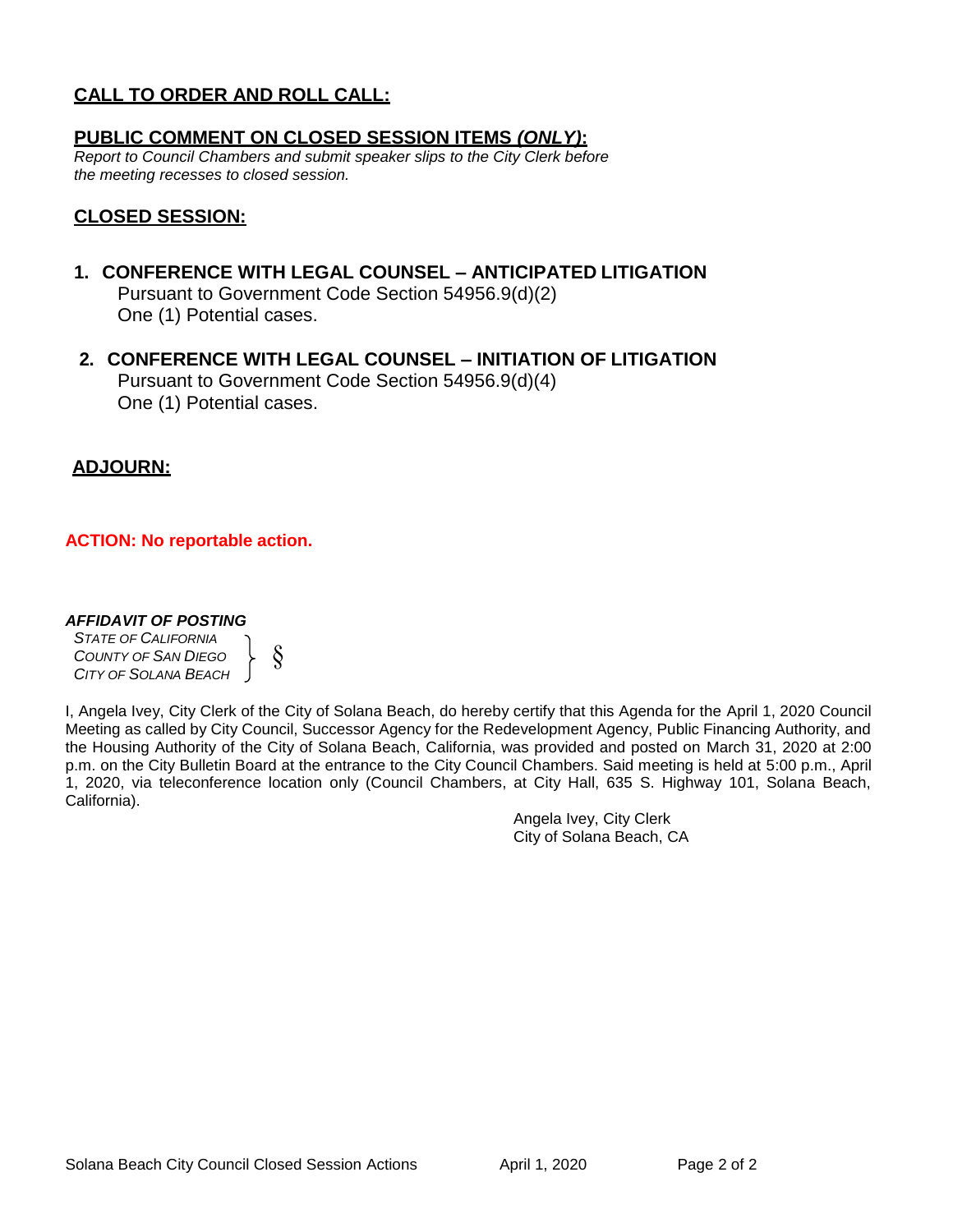## CALL TO ORDER AND ROLL CALL:

## PUBLIC COMMENT ON CLOSED SESSION ITEMS *(ONLY)*:

*Report to Council Chambers and submit speaker slips to the City Clerk before the meeting recesses to closed session.*

## CLOSED SESSION:

### 1. CONFERENCE WITH LEGAL COUNSEL – ANTICIPATED LITIGATION

Pursuant to Government Code Section 54956.9(d)(2)
One (1) Potential cases.

### 2. CONFERENCE WITH LEGAL COUNSEL – INITIATION OF LITIGATION

Pursuant to Government Code Section 54956.9(d)(4)
One (1) Potential cases.

## ADJOURN:

**ACTION: No reportable action.**

***AFFIDAVIT OF POSTING***

*STATE OF CALIFORNIA*
*COUNTY OF SAN DIEGO* §
*CITY OF SOLANA BEACH*

I, Angela Ivey, City Clerk of the City of Solana Beach, do hereby certify that this Agenda for the April 1, 2020 Council Meeting as called by City Council, Successor Agency for the Redevelopment Agency, Public Financing Authority, and the Housing Authority of the City of Solana Beach, California, was provided and posted on March 31, 2020 at 2:00 p.m. on the City Bulletin Board at the entrance to the City Council Chambers. Said meeting is held at 5:00 p.m., April 1, 2020, via teleconference location only (Council Chambers, at City Hall, 635 S. Highway 101, Solana Beach, California).

Angela Ivey, City Clerk
City of Solana Beach, CA